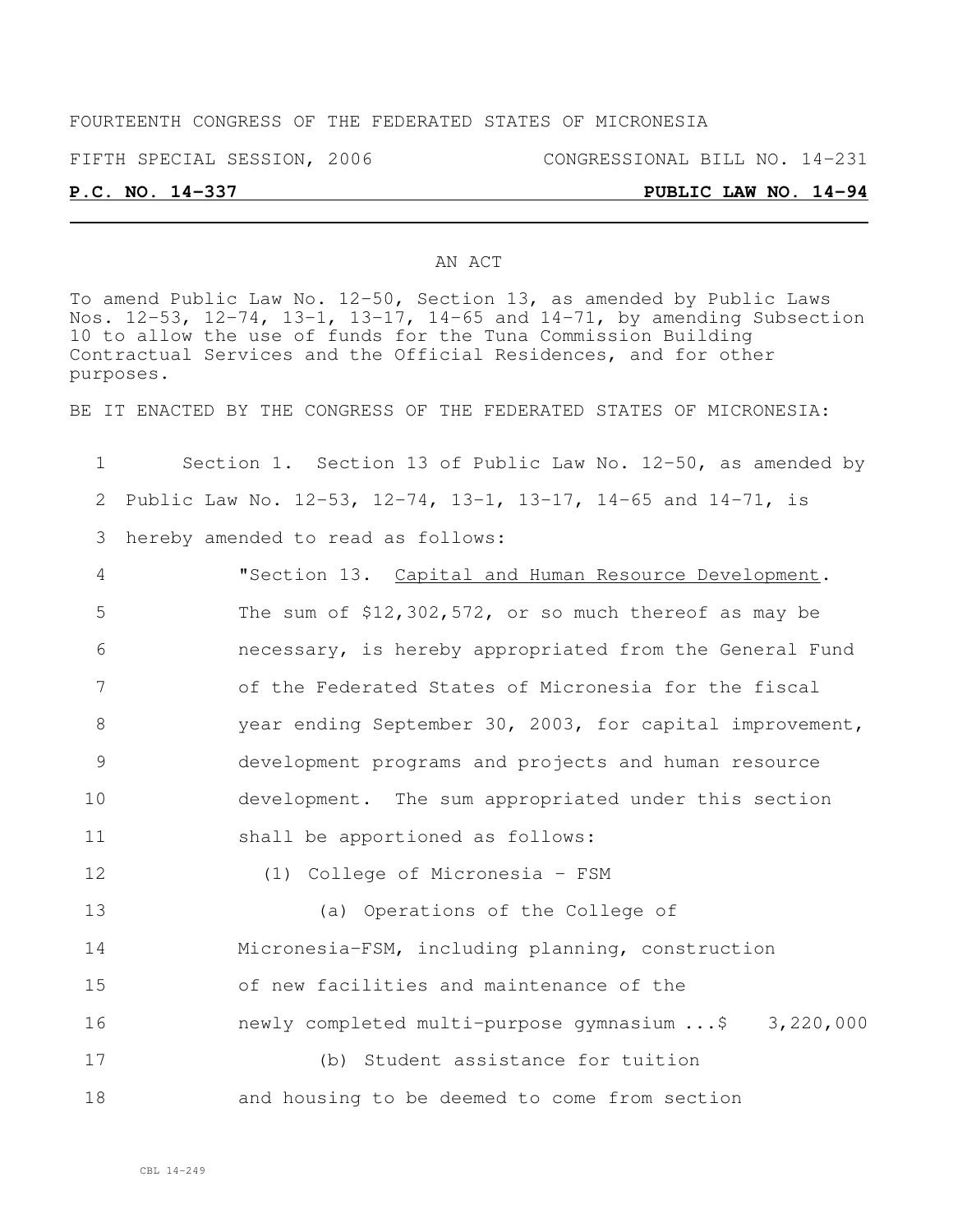FOURTEENTH CONGRESS OF THE FEDERATED STATES OF MICRONESIA

FIFTH SPECIAL SESSION, 2006 CONGRESSIONAL BILL NO. 14-231

**P.C. NO. 14-337 PUBLIC LAW NO. 14-94**

AN ACT

To amend Public Law No. 12-50, Section 13, as amended by Public Laws Nos. 12-53, 12-74, 13-1, 13-17, 14-65 and 14-71, by amending Subsection 10 to allow the use of funds for the Tuna Commission Building Contractual Services and the Official Residences, and for other purposes.

BE IT ENACTED BY THE CONGRESS OF THE FEDERATED STATES OF MICRONESIA:

1 Section 1. Section 13 of Public Law No. 12-50, as amended by
2 Public Law No. 12-53, 12-74, 13-1, 13-17, 14-65 and 14-71, is
3 hereby amended to read as follows:

4 "Section 13. Capital and Human Resource Development.
5 The sum of $12,302,572, or so much thereof as may be
6 necessary, is hereby appropriated from the General Fund
7 of the Federated States of Micronesia for the fiscal
8 year ending September 30, 2003, for capital improvement,
9 development programs and projects and human resource
10 development. The sum appropriated under this section
11 shall be apportioned as follows:

12 (1) College of Micronesia - FSM

13 (a) Operations of the College of
14 Micronesia-FSM, including planning, construction
15 of new facilities and maintenance of the
16 newly completed multi-purpose gymnasium ...$ 3,220,000

17 (b) Student assistance for tuition
18 and housing to be deemed to come from section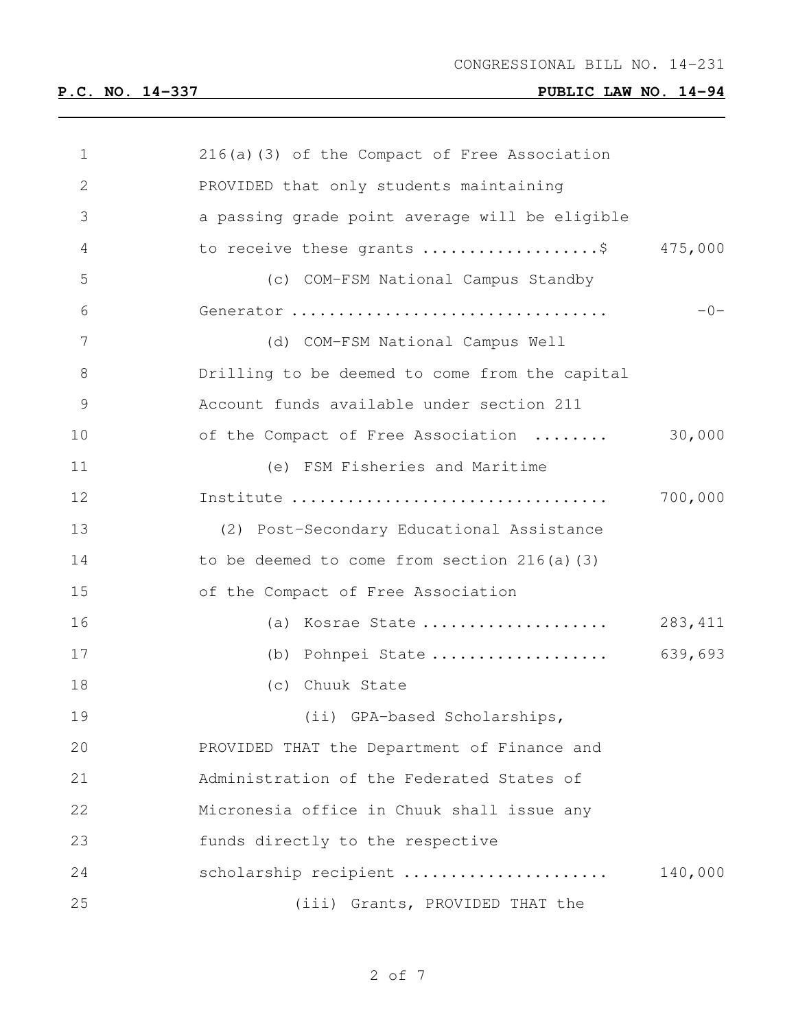CONGRESSIONAL BILL NO. 14-231

**P.C. NO. 14-337** **PUBLIC LAW NO. 14-94**

| | | |
|---|---|---|
| 1 | 216(a)(3) of the Compact of Free Association | |
| 2 | PROVIDED that only students maintaining | |
| 3 | a passing grade point average will be eligible | |
| 4 | to receive these grants ..................$ | 475,000 |
| 5 | (c) COM-FSM National Campus Standby | |
| 6 | Generator ................................ | -0- |
| 7 | (d) COM-FSM National Campus Well | |
| 8 | Drilling to be deemed to come from the capital | |
| 9 | Account funds available under section 211 | |
| 10 | of the Compact of Free Association ........ | 30,000 |
| 11 | (e) FSM Fisheries and Maritime | |
| 12 | Institute ................................ | 700,000 |
| 13 | (2) Post-Secondary Educational Assistance | |
| 14 | to be deemed to come from section 216(a)(3) | |
| 15 | of the Compact of Free Association | |
| 16 | (a) Kosrae State ................... | 283,411 |
| 17 | (b) Pohnpei State .................. | 639,693 |
| 18 | (c) Chuuk State | |
| 19 | (ii) GPA-based Scholarships, | |
| 20 | PROVIDED THAT the Department of Finance and | |
| 21 | Administration of the Federated States of | |
| 22 | Micronesia office in Chuuk shall issue any | |
| 23 | funds directly to the respective | |
| 24 | scholarship recipient ..................... | 140,000 |
| 25 | (iii) Grants, PROVIDED THAT the | |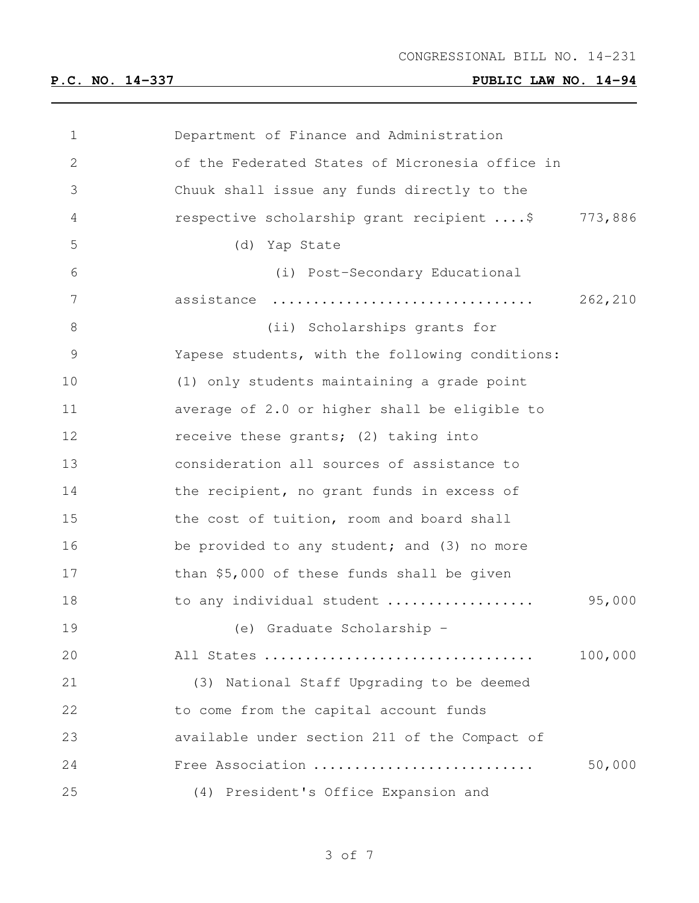Department of Finance and Administration of the Federated States of Micronesia office in Chuuk shall issue any funds directly to the respective scholarship grant recipient ....$ 773,886

(d) Yap State

(i) Post-Secondary Educational assistance ............................... 262,210

(ii) Scholarships grants for Yapese students, with the following conditions: (1) only students maintaining a grade point average of 2.0 or higher shall be eligible to receive these grants; (2) taking into consideration all sources of assistance to the recipient, no grant funds in excess of the cost of tuition, room and board shall be provided to any student; and (3) no more than $5,000 of these funds shall be given to any individual student .................. 95,000

(e) Graduate Scholarship - All States ................................ 100,000

(3) National Staff Upgrading to be deemed to come from the capital account funds available under section 211 of the Compact of Free Association .......................... 50,000

(4) President's Office Expansion and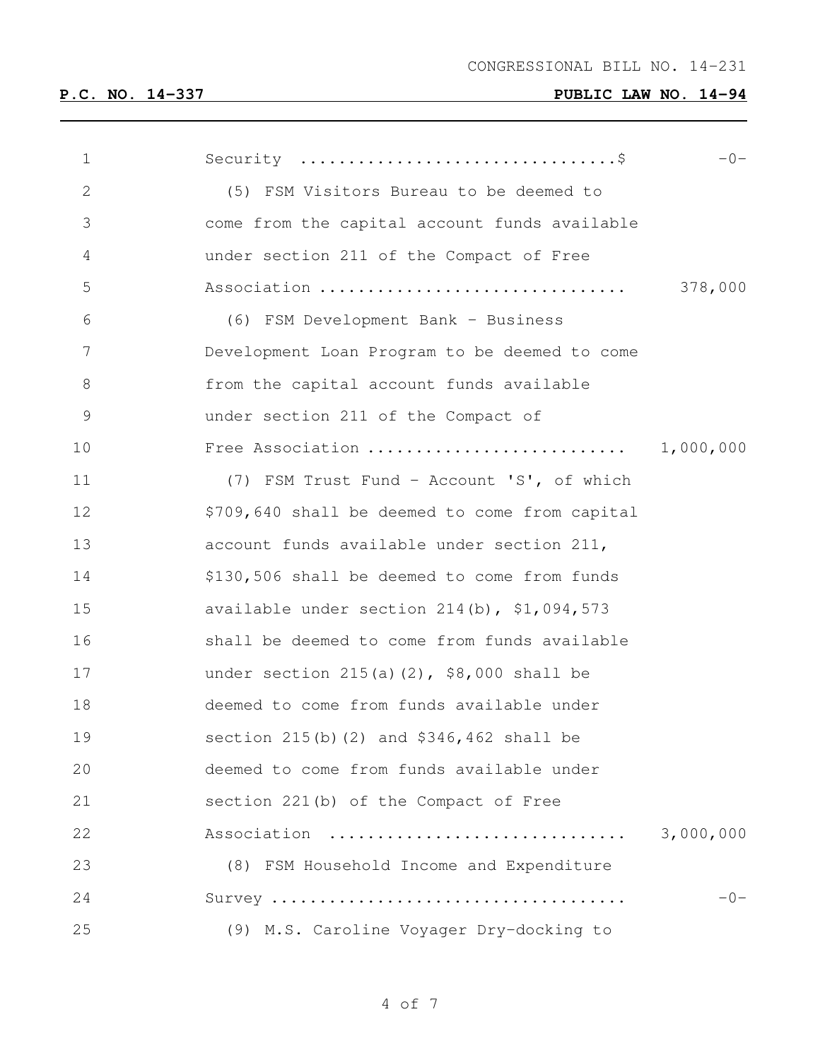Security ................................$ -0-

(5) FSM Visitors Bureau to be deemed to come from the capital account funds available under section 211 of the Compact of Free Association ............................... 378,000

(6) FSM Development Bank - Business Development Loan Program to be deemed to come from the capital account funds available under section 211 of the Compact of Free Association .......................... 1,000,000

(7) FSM Trust Fund - Account 'S', of which $709,640 shall be deemed to come from capital account funds available under section 211, $130,506 shall be deemed to come from funds available under section 214(b), $1,094,573 shall be deemed to come from funds available under section 215(a)(2), $8,000 shall be deemed to come from funds available under section 215(b)(2) and $346,462 shall be deemed to come from funds available under section 221(b) of the Compact of Free Association .............................. 3,000,000

(8) FSM Household Income and Expenditure Survey .................................... -0-

(9) M.S. Caroline Voyager Dry-docking to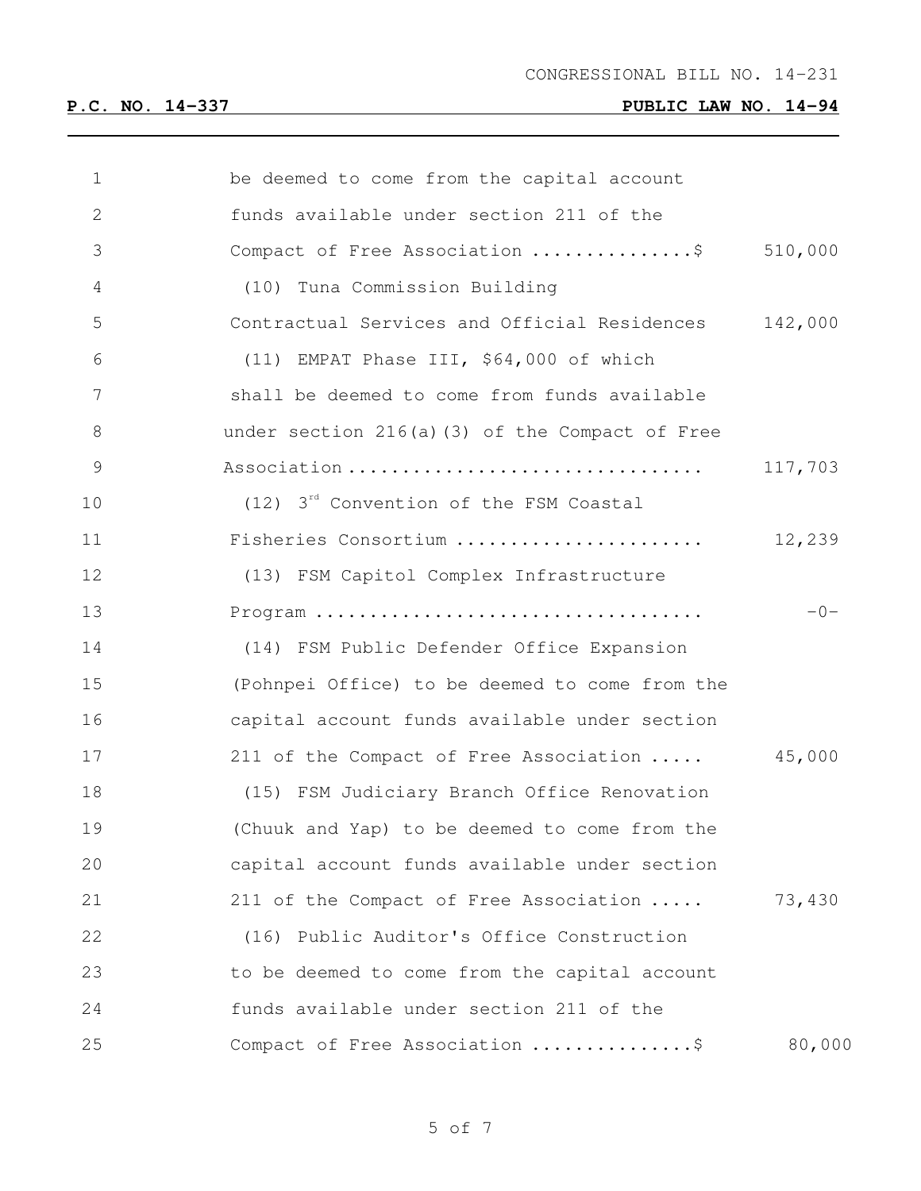be deemed to come from the capital account funds available under section 211 of the Compact of Free Association ...............$ 510,000

(10) Tuna Commission Building Contractual Services and Official Residences 142,000

(11) EMPAT Phase III, $64,000 of which shall be deemed to come from funds available under section 216(a)(3) of the Compact of Free Association ................................ 117,703

(12) 3rd Convention of the FSM Coastal Fisheries Consortium ...................... 12,239

(13) FSM Capitol Complex Infrastructure Program .................................. -0-

(14) FSM Public Defender Office Expansion (Pohnpei Office) to be deemed to come from the capital account funds available under section 211 of the Compact of Free Association ..... 45,000

(15) FSM Judiciary Branch Office Renovation (Chuuk and Yap) to be deemed to come from the capital account funds available under section 211 of the Compact of Free Association ..... 73,430

(16) Public Auditor's Office Construction to be deemed to come from the capital account funds available under section 211 of the Compact of Free Association ...............$ 80,000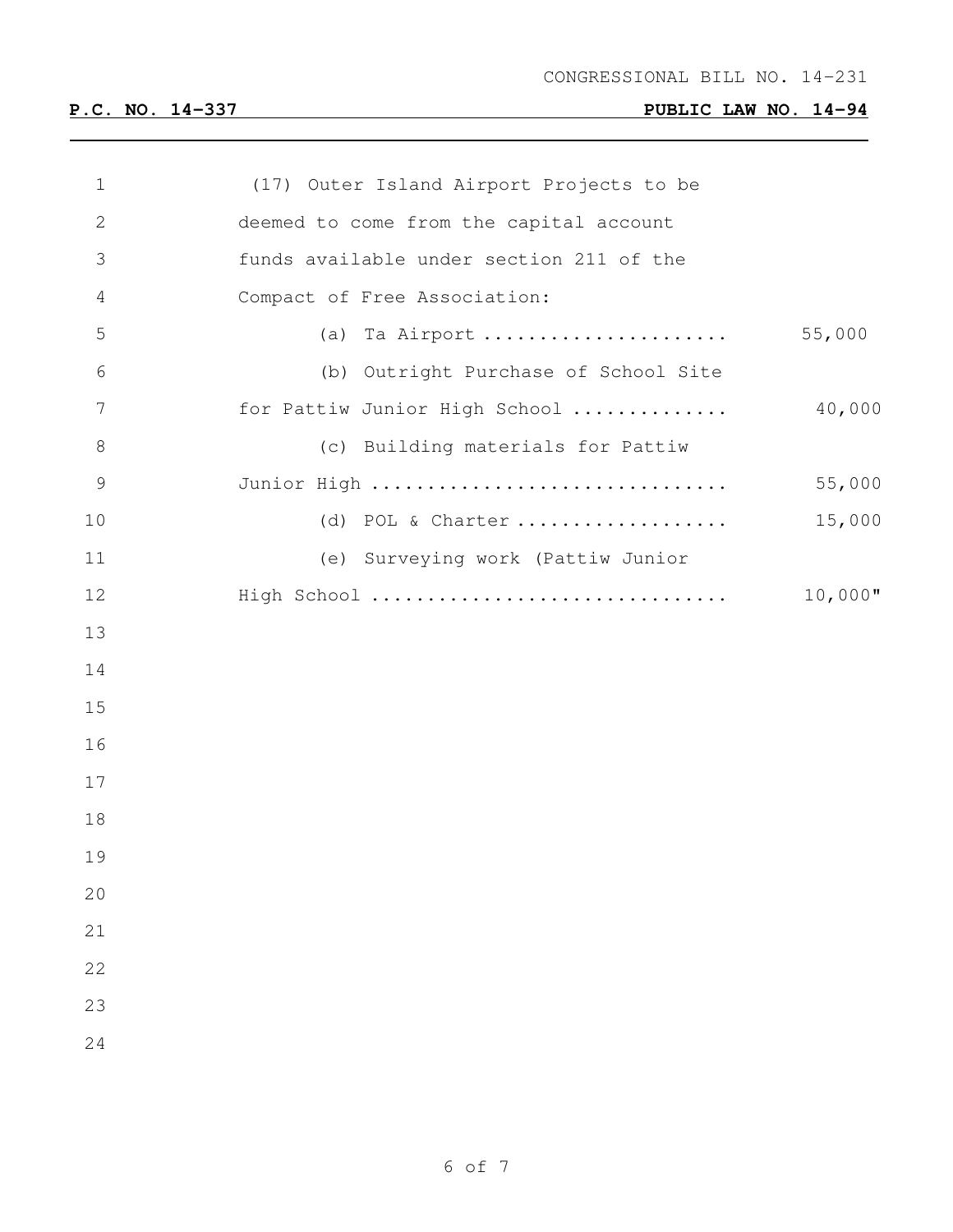CONGRESSIONAL BILL NO. 14-231

**P.C. NO. 14-337** **PUBLIC LAW NO. 14-94**

(17) Outer Island Airport Projects to be deemed to come from the capital account funds available under section 211 of the Compact of Free Association:

(a) Ta Airport ...................... 55,000

(b) Outright Purchase of School Site for Pattiw Junior High School .............. 40,000

(c) Building materials for Pattiw Junior High ................................ 55,000

(d) POL & Charter ................... 15,000

(e) Surveying work (Pattiw Junior High School ................................ 10,000"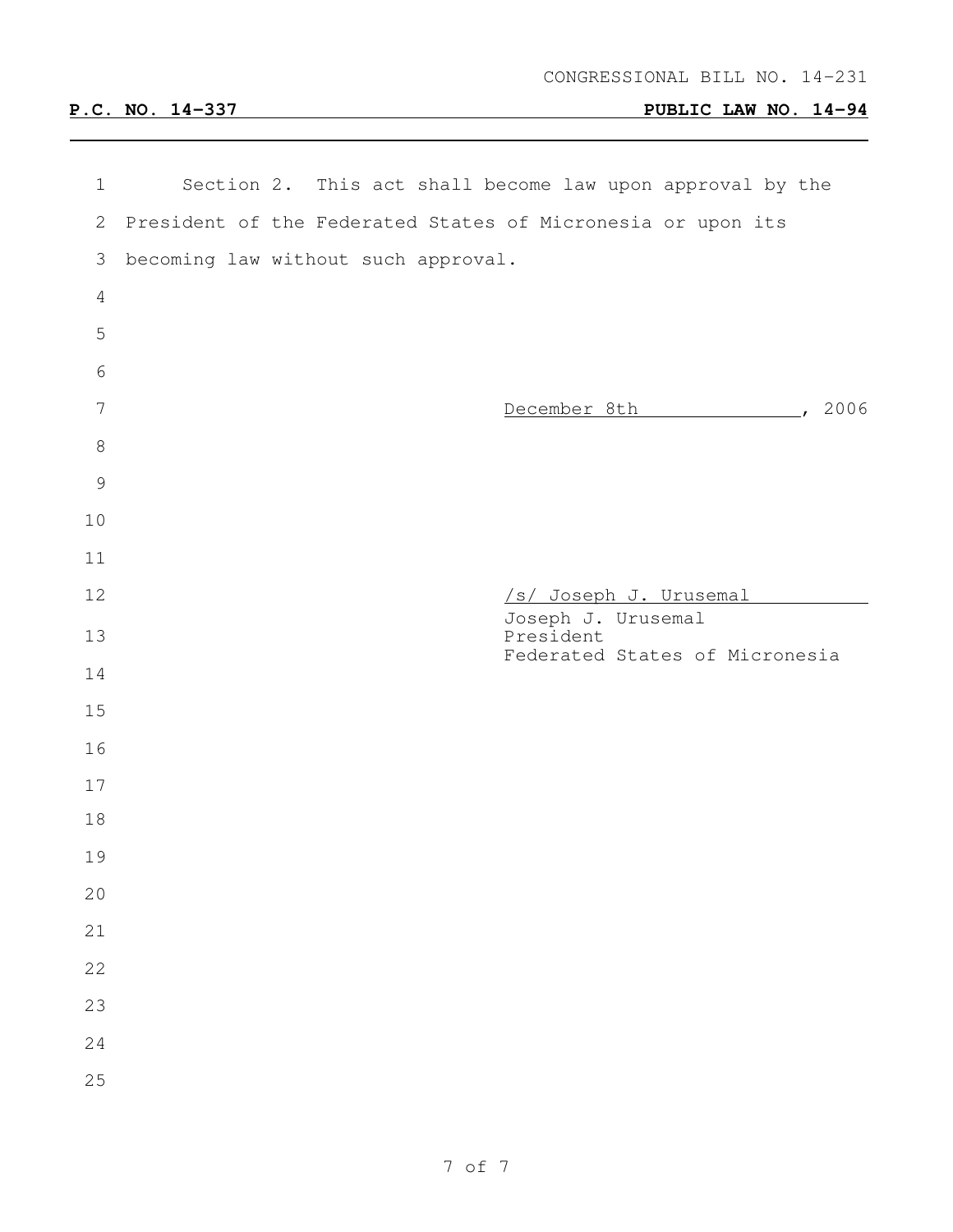Section 2. This act shall become law upon approval by the President of the Federated States of Micronesia or upon its becoming law without such approval.

December 8th, 2006

/s/ Joseph J. Urusemal

Joseph J. Urusemal
President
Federated States of Micronesia